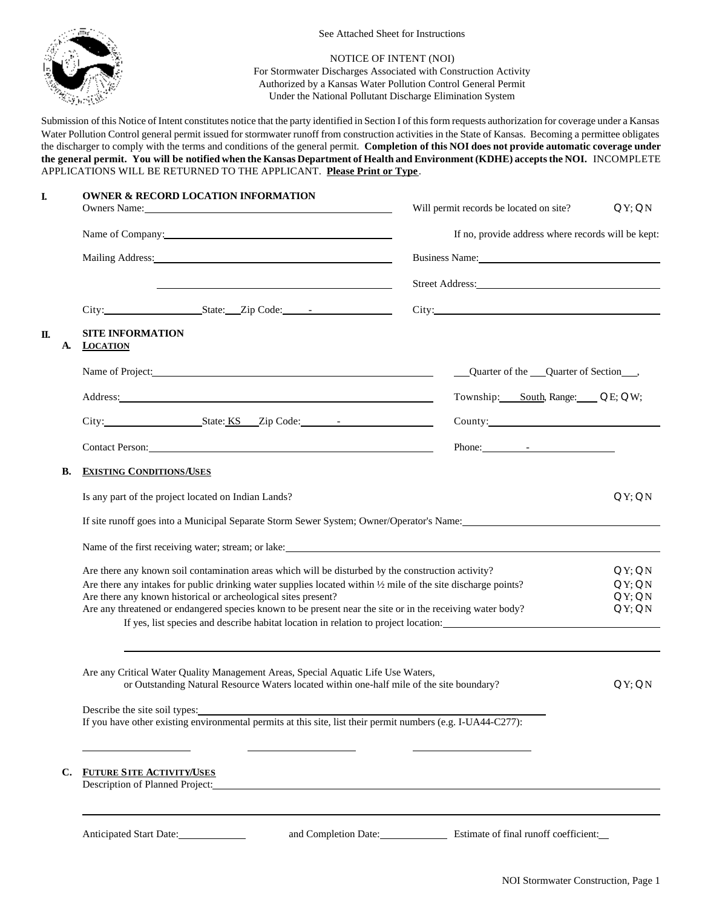See Attached Sheet for Instructions

NOTICE OF INTENT (NOI)
For Stormwater Discharges Associated with Construction Activity
Authorized by a Kansas Water Pollution Control General Permit
Under the National Pollutant Discharge Elimination System

Submission of this Notice of Intent constitutes notice that the party identified in Section I of this form requests authorization for coverage under a Kansas Water Pollution Control general permit issued for stormwater runoff from construction activities in the State of Kansas. Becoming a permittee obligates the discharger to comply with the terms and conditions of the general permit. **Completion of this NOI does not provide automatic coverage under the general permit. You will be notified when the Kansas Department of Health and Environment (KDHE) accepts the NOI.** INCOMPLETE APPLICATIONS WILL BE RETURNED TO THE APPLICANT. **Please Print or Type**.

## I. OWNER & RECORD LOCATION INFORMATION

Owners Name: ____________________

Will permit records be located on site? ❑ Y; ❑ N

Name of Company: ____________________

If no, provide address where records will be kept:

Mailing Address: ____________________

Business Name: ____________________

Street Address: ____________________

City: ________ State: ___ Zip Code: _____-_____

City: ____________________

## II. SITE INFORMATION

### A. LOCATION

Name of Project: ____________________

___Quarter of the ___Quarter of Section___,

Address: ____________________

Township: ____ South, Range: ____ ❑ E; ❑ W;

City: ________ State: KS Zip Code: _____-_____

County: ____________________

Contact Person: ____________________

Phone: ______-__________

### B. EXISTING CONDITIONS/USES

Is any part of the project located on Indian Lands? ❑ Y; ❑ N

If site runoff goes into a Municipal Separate Storm Sewer System; Owner/Operator's Name: ____________________

Name of the first receiving water; stream; or lake: ____________________

Are there any known soil contamination areas which will be disturbed by the construction activity? ❑ Y; ❑ N

Are there any intakes for public drinking water supplies located within ½ mile of the site discharge points? ❑ Y; ❑ N

Are there any known historical or archeological sites present? ❑ Y; ❑ N

Are any threatened or endangered species known to be present near the site or in the receiving water body? ❑ Y; ❑ N

If yes, list species and describe habitat location in relation to project location: ____________________

____________________

Are any Critical Water Quality Management Areas, Special Aquatic Life Use Waters, or Outstanding Natural Resource Waters located within one-half mile of the site boundary? ❑ Y; ❑ N

Describe the site soil types: ____________________

If you have other existing environmental permits at this site, list their permit numbers (e.g. I-UA44-C277):

__________ __________ __________

### C. FUTURE SITE ACTIVITY/USES

Description of Planned Project: ____________________

____________________

Anticipated Start Date: ________ and Completion Date: ________ Estimate of final runoff coefficient: ___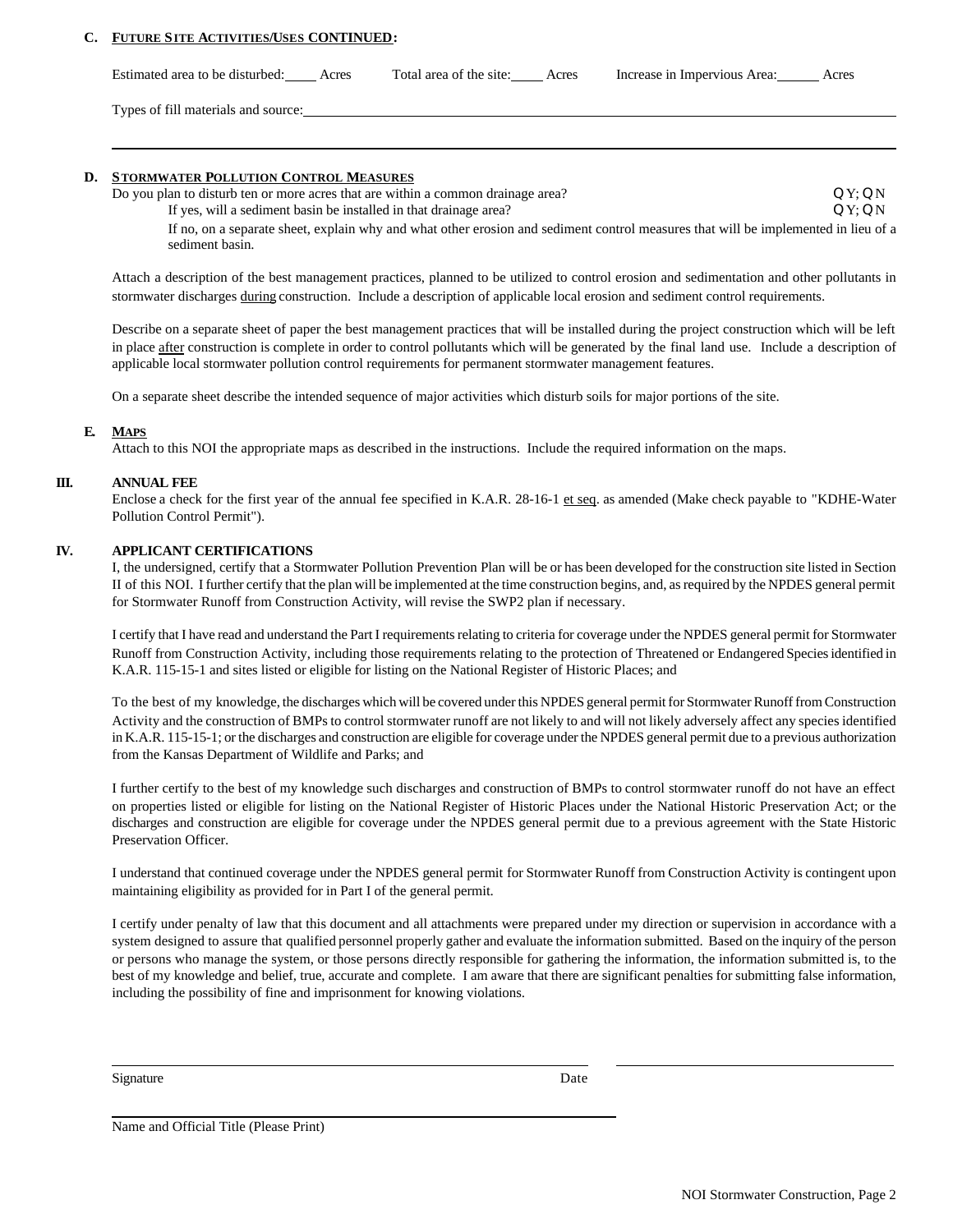**C. FUTURE SITE ACTIVITIES/USES CONTINUED:**

Estimated area to be disturbed:_____ Acres  Total area of the site:_____ Acres  Increase in Impervious Area:______ Acres

Types of fill materials and source:______________________________________________________________

______________________________________________________________________________________

**D. STORMWATER POLLUTION CONTROL MEASURES**

Do you plan to disturb ten or more acres that are within a common drainage area? ◯ Y; ◯ N

If yes, will a sediment basin be installed in that drainage area? ◯ Y; ◯ N

If no, on a separate sheet, explain why and what other erosion and sediment control measures that will be implemented in lieu of a sediment basin.

Attach a description of the best management practices, planned to be utilized to control erosion and sedimentation and other pollutants in stormwater discharges <u>during</u> construction. Include a description of applicable local erosion and sediment control requirements.

Describe on a separate sheet of paper the best management practices that will be installed during the project construction which will be left in place <u>after</u> construction is complete in order to control pollutants which will be generated by the final land use. Include a description of applicable local stormwater pollution control requirements for permanent stormwater management features.

On a separate sheet describe the intended sequence of major activities which disturb soils for major portions of the site.

**E. MAPS**

Attach to this NOI the appropriate maps as described in the instructions. Include the required information on the maps.

## III. ANNUAL FEE

Enclose a check for the first year of the annual fee specified in K.A.R. 28-16-1 <u>et seq</u>. as amended (Make check payable to "KDHE-Water Pollution Control Permit").

## IV. APPLICANT CERTIFICATIONS

I, the undersigned, certify that a Stormwater Pollution Prevention Plan will be or has been developed for the construction site listed in Section II of this NOI. I further certify that the plan will be implemented at the time construction begins, and, as required by the NPDES general permit for Stormwater Runoff from Construction Activity, will revise the SWP2 plan if necessary.

I certify that I have read and understand the Part I requirements relating to criteria for coverage under the NPDES general permit for Stormwater Runoff from Construction Activity, including those requirements relating to the protection of Threatened or Endangered Species identified in K.A.R. 115-15-1 and sites listed or eligible for listing on the National Register of Historic Places; and

To the best of my knowledge, the discharges which will be covered under this NPDES general permit for Stormwater Runoff from Construction Activity and the construction of BMPs to control stormwater runoff are not likely to and will not likely adversely affect any species identified in K.A.R. 115-15-1; or the discharges and construction are eligible for coverage under the NPDES general permit due to a previous authorization from the Kansas Department of Wildlife and Parks; and

I further certify to the best of my knowledge such discharges and construction of BMPs to control stormwater runoff do not have an effect on properties listed or eligible for listing on the National Register of Historic Places under the National Historic Preservation Act; or the discharges and construction are eligible for coverage under the NPDES general permit due to a previous agreement with the State Historic Preservation Officer.

I understand that continued coverage under the NPDES general permit for Stormwater Runoff from Construction Activity is contingent upon maintaining eligibility as provided for in Part I of the general permit.

I certify under penalty of law that this document and all attachments were prepared under my direction or supervision in accordance with a system designed to assure that qualified personnel properly gather and evaluate the information submitted. Based on the inquiry of the person or persons who manage the system, or those persons directly responsible for gathering the information, the information submitted is, to the best of my knowledge and belief, true, accurate and complete. I am aware that there are significant penalties for submitting false information, including the possibility of fine and imprisonment for knowing violations.

______________________________________________  ______________________________

Signature                                                                 Date

______________________________________________

Name and Official Title (Please Print)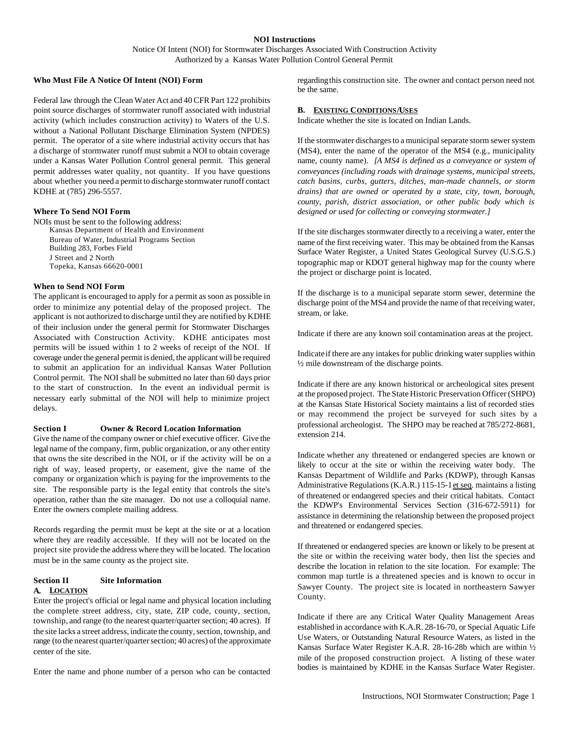**NOI Instructions**

Notice Of Intent (NOI) for Stormwater Discharges Associated With Construction Activity
Authorized by a Kansas Water Pollution Control General Permit

### Who Must File A Notice Of Intent (NOI) Form

Federal law through the Clean Water Act and 40 CFR Part 122 prohibits point source discharges of stormwater runoff associated with industrial activity (which includes construction activity) to Waters of the U.S. without a National Pollutant Discharge Elimination System (NPDES) permit. The operator of a site where industrial activity occurs that has a discharge of stormwater runoff must submit a NOI to obtain coverage under a Kansas Water Pollution Control general permit. This general permit addresses water quality, not quantity. If you have questions about whether you need a permit to discharge stormwater runoff contact KDHE at (785) 296-5557.

### Where To Send NOI Form

NOIs must be sent to the following address:

Kansas Department of Health and Environment
Bureau of Water, Industrial Programs Section
Building 283, Forbes Field
J Street and 2 North
Topeka, Kansas 66620-0001

### When to Send NOI Form

The applicant is encouraged to apply for a permit as soon as possible in order to minimize any potential delay of the proposed project. The applicant is not authorized to discharge until they are notified by KDHE of their inclusion under the general permit for Stormwater Discharges Associated with Construction Activity. KDHE anticipates most permits will be issued within 1 to 2 weeks of receipt of the NOI. If coverage under the general permit is denied, the applicant will be required to submit an application for an individual Kansas Water Pollution Control permit. The NOI shall be submitted no later than 60 days prior to the start of construction. In the event an individual permit is necessary early submittal of the NOI will help to minimize project delays.

### Section I Owner & Record Location Information

Give the name of the company owner or chief executive officer. Give the legal name of the company, firm, public organization, or any other entity that owns the site described in the NOI, or if the activity will be on a right of way, leased property, or easement, give the name of the company or organization which is paying for the improvements to the site. The responsible party is the legal entity that controls the site's operation, rather than the site manager. Do not use a colloquial name. Enter the owners complete mailing address.

Records regarding the permit must be kept at the site or at a location where they are readily accessible. If they will not be located on the project site provide the address where they will be located. The location must be in the same county as the project site.

### Section II Site Information

#### A. LOCATION

Enter the project's official or legal name and physical location including the complete street address, city, state, ZIP code, county, section, township, and range (to the nearest quarter/quarter section; 40 acres). If the site lacks a street address, indicate the county, section, township, and range (to the nearest quarter/quarter section; 40 acres) of the approximate center of the site.

Enter the name and phone number of a person who can be contacted regarding this construction site. The owner and contact person need not be the same.

#### B. EXISTING CONDITIONS/USES

Indicate whether the site is located on Indian Lands.

If the stormwater discharges to a municipal separate storm sewer system (MS4), enter the name of the operator of the MS4 (e.g., municipality name, county name). *[A MS4 is defined as a conveyance or system of conveyances (including roads with drainage systems, municipal streets, catch basins, curbs, gutters, ditches, man-made channels, or storm drains) that are owned or operated by a state, city, town, borough, county, parish, district association, or other public body which is designed or used for collecting or conveying stormwater.]*

If the site discharges stormwater directly to a receiving water, enter the name of the first receiving water. This may be obtained from the Kansas Surface Water Register, a United States Geological Survey (U.S.G.S.) topographic map or KDOT general highway map for the county where the project or discharge point is located.

If the discharge is to a municipal separate storm sewer, determine the discharge point of the MS4 and provide the name of that receiving water, stream, or lake.

Indicate if there are any known soil contamination areas at the project.

Indicate if there are any intakes for public drinking water supplies within ½ mile downstream of the discharge points.

Indicate if there are any known historical or archeological sites present at the proposed project. The State Historic Preservation Officer (SHPO) at the Kansas State Historical Society maintains a list of recorded sties or may recommend the project be surveyed for such sites by a professional archeologist. The SHPO may be reached at 785/272-8681, extension 214.

Indicate whether any threatened or endangered species are known or likely to occur at the site or within the receiving water body. The Kansas Department of Wildlife and Parks (KDWP), through Kansas Administrative Regulations (K.A.R.) 115-15-1 et seq. maintains a listing of threatened or endangered species and their critical habitats. Contact the KDWP's Environmental Services Section (316-672-5911) for assistance in determining the relationship between the proposed project and threatened or endangered species.

If threatened or endangered species are known or likely to be present at the site or within the receiving water body, then list the species and describe the location in relation to the site location. For example: The common map turtle is a threatened species and is known to occur in Sawyer County. The project site is located in northeastern Sawyer County.

Indicate if there are any Critical Water Quality Management Areas established in accordance with K.A.R. 28-16-70, or Special Aquatic Life Use Waters, or Outstanding Natural Resource Waters, as listed in the Kansas Surface Water Register K.A.R. 28-16-28b which are within ½ mile of the proposed construction project. A listing of these water bodies is maintained by KDHE in the Kansas Surface Water Register.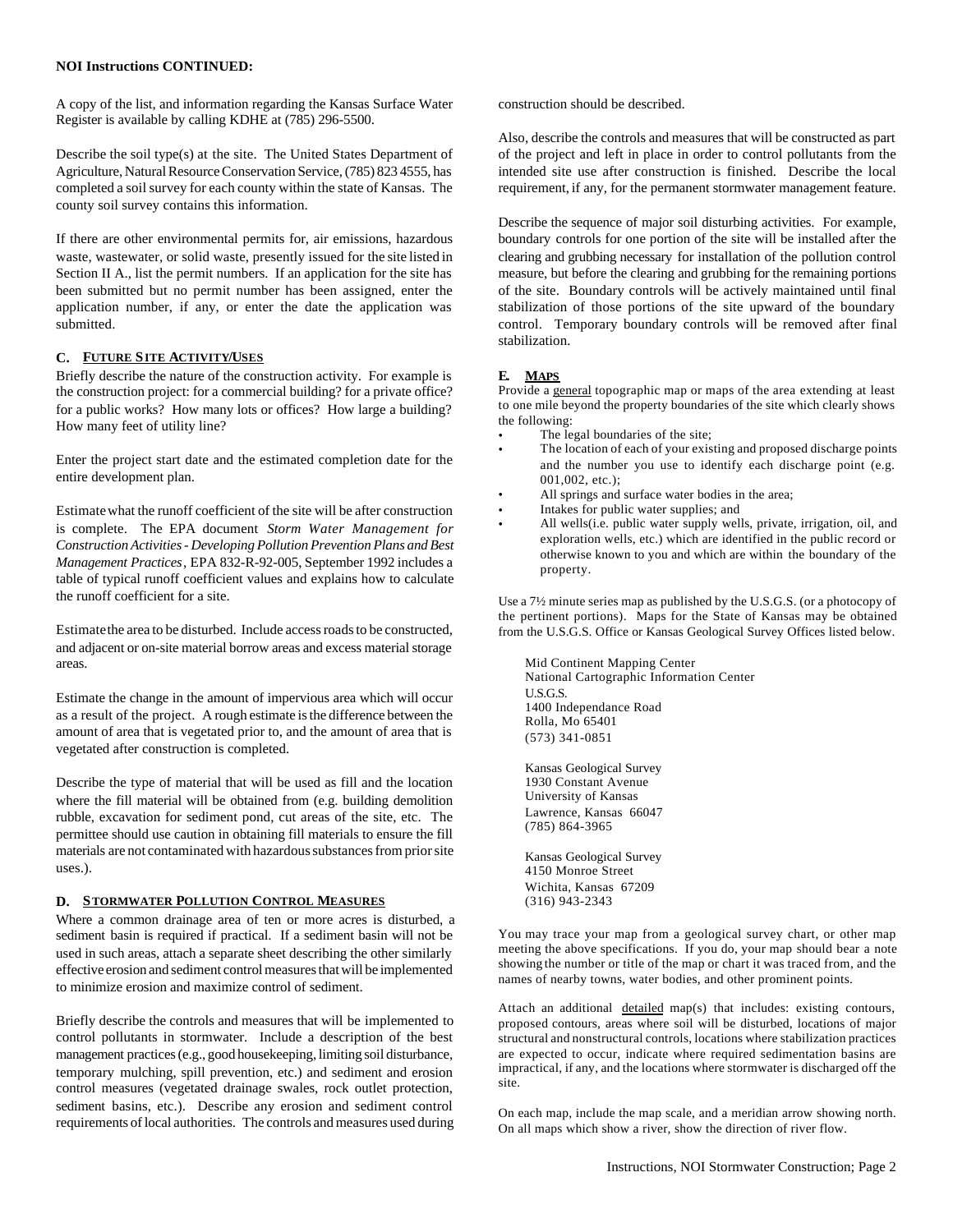**NOI Instructions CONTINUED:**

A copy of the list, and information regarding the Kansas Surface Water Register is available by calling KDHE at (785) 296-5500.

Describe the soil type(s) at the site. The United States Department of Agriculture, Natural Resource Conservation Service, (785) 823 4555, has completed a soil survey for each county within the state of Kansas. The county soil survey contains this information.

If there are other environmental permits for, air emissions, hazardous waste, wastewater, or solid waste, presently issued for the site listed in Section II A., list the permit numbers. If an application for the site has been submitted but no permit number has been assigned, enter the application number, if any, or enter the date the application was submitted.

### C. FUTURE SITE ACTIVITY/USES

Briefly describe the nature of the construction activity. For example is the construction project: for a commercial building? for a private office? for a public works? How many lots or offices? How large a building? How many feet of utility line?

Enter the project start date and the estimated completion date for the entire development plan.

Estimate what the runoff coefficient of the site will be after construction is complete. The EPA document *Storm Water Management for Construction Activities - Developing Pollution Prevention Plans and Best Management Practices*, EPA 832-R-92-005, September 1992 includes a table of typical runoff coefficient values and explains how to calculate the runoff coefficient for a site.

Estimate the area to be disturbed. Include access roads to be constructed, and adjacent or on-site material borrow areas and excess material storage areas.

Estimate the change in the amount of impervious area which will occur as a result of the project. A rough estimate is the difference between the amount of area that is vegetated prior to, and the amount of area that is vegetated after construction is completed.

Describe the type of material that will be used as fill and the location where the fill material will be obtained from (e.g. building demolition rubble, excavation for sediment pond, cut areas of the site, etc. The permittee should use caution in obtaining fill materials to ensure the fill materials are not contaminated with hazardous substances from prior site uses.).

### D. STORMWATER POLLUTION CONTROL MEASURES

Where a common drainage area of ten or more acres is disturbed, a sediment basin is required if practical. If a sediment basin will not be used in such areas, attach a separate sheet describing the other similarly effective erosion and sediment control measures that will be implemented to minimize erosion and maximize control of sediment.

Briefly describe the controls and measures that will be implemented to control pollutants in stormwater. Include a description of the best management practices (e.g., good housekeeping, limiting soil disturbance, temporary mulching, spill prevention, etc.) and sediment and erosion control measures (vegetated drainage swales, rock outlet protection, sediment basins, etc.). Describe any erosion and sediment control requirements of local authorities. The controls and measures used during construction should be described.

Also, describe the controls and measures that will be constructed as part of the project and left in place in order to control pollutants from the intended site use after construction is finished. Describe the local requirement, if any, for the permanent stormwater management feature.

Describe the sequence of major soil disturbing activities. For example, boundary controls for one portion of the site will be installed after the clearing and grubbing necessary for installation of the pollution control measure, but before the clearing and grubbing for the remaining portions of the site. Boundary controls will be actively maintained until final stabilization of those portions of the site upward of the boundary control. Temporary boundary controls will be removed after final stabilization.

### E. MAPS

Provide a general topographic map or maps of the area extending at least to one mile beyond the property boundaries of the site which clearly shows the following:

- The legal boundaries of the site;
- The location of each of your existing and proposed discharge points and the number you use to identify each discharge point (e.g. 001,002, etc.);
- All springs and surface water bodies in the area;
- Intakes for public water supplies; and
- All wells(i.e. public water supply wells, private, irrigation, oil, and exploration wells, etc.) which are identified in the public record or otherwise known to you and which are within the boundary of the property.

Use a 7½ minute series map as published by the U.S.G.S. (or a photocopy of the pertinent portions). Maps for the State of Kansas may be obtained from the U.S.G.S. Office or Kansas Geological Survey Offices listed below.

Mid Continent Mapping Center
National Cartographic Information Center
U.S.G.S.
1400 Independance Road
Rolla, Mo 65401
(573) 341-0851

Kansas Geological Survey
1930 Constant Avenue
University of Kansas
Lawrence, Kansas 66047
(785) 864-3965

Kansas Geological Survey
4150 Monroe Street
Wichita, Kansas 67209
(316) 943-2343

You may trace your map from a geological survey chart, or other map meeting the above specifications. If you do, your map should bear a note showing the number or title of the map or chart it was traced from, and the names of nearby towns, water bodies, and other prominent points.

Attach an additional detailed map(s) that includes: existing contours, proposed contours, areas where soil will be disturbed, locations of major structural and nonstructural controls, locations where stabilization practices are expected to occur, indicate where required sedimentation basins are impractical, if any, and the locations where stormwater is discharged off the site.

On each map, include the map scale, and a meridian arrow showing north. On all maps which show a river, show the direction of river flow.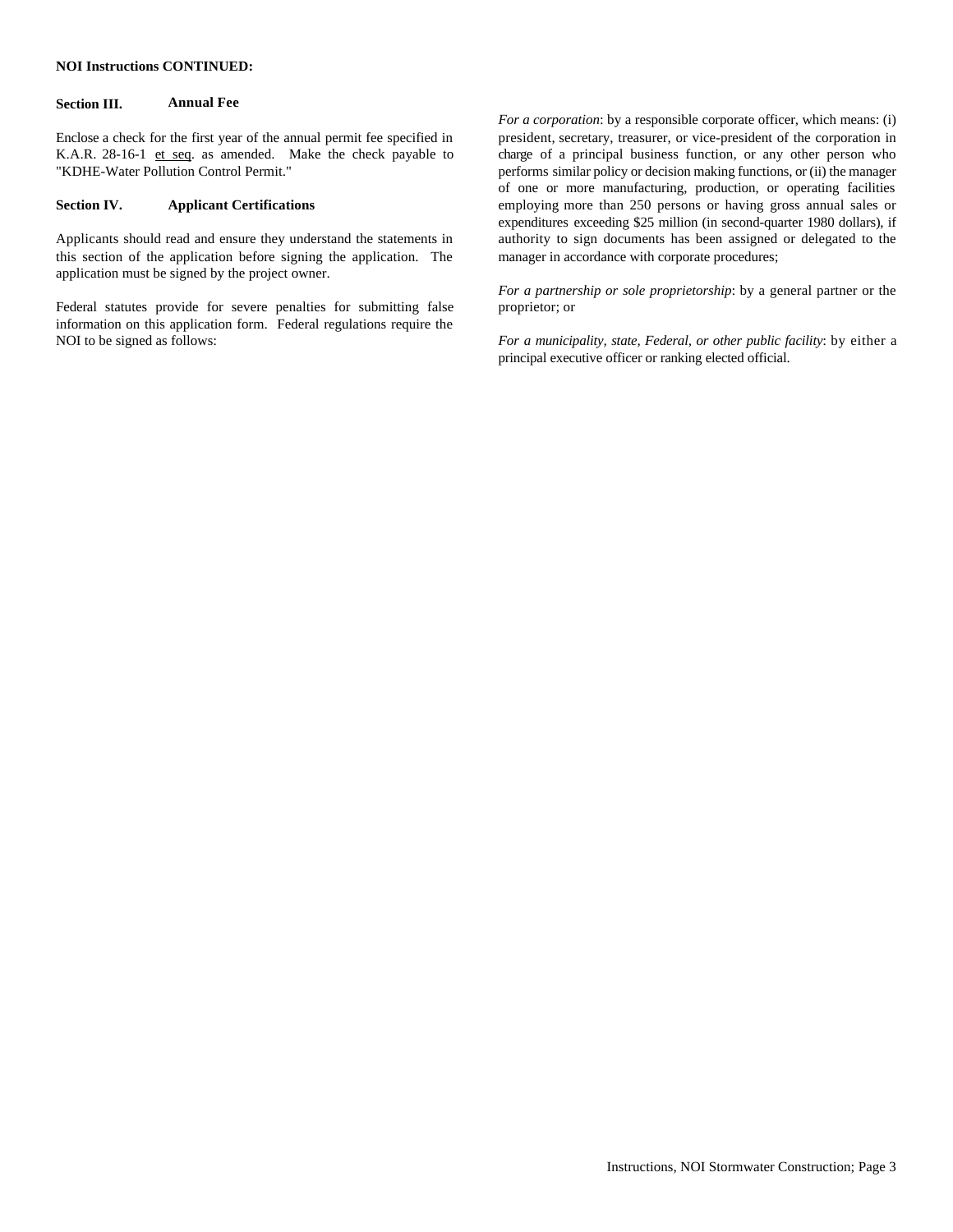**NOI Instructions CONTINUED:**

**Section III. Annual Fee**

Enclose a check for the first year of the annual permit fee specified in K.A.R. 28-16-1 et seq. as amended. Make the check payable to "KDHE-Water Pollution Control Permit."

**Section IV. Applicant Certifications**

Applicants should read and ensure they understand the statements in this section of the application before signing the application. The application must be signed by the project owner.

Federal statutes provide for severe penalties for submitting false information on this application form. Federal regulations require the NOI to be signed as follows:

*For a corporation*: by a responsible corporate officer, which means: (i) president, secretary, treasurer, or vice-president of the corporation in charge of a principal business function, or any other person who performs similar policy or decision making functions, or (ii) the manager of one or more manufacturing, production, or operating facilities employing more than 250 persons or having gross annual sales or expenditures exceeding $25 million (in second-quarter 1980 dollars), if authority to sign documents has been assigned or delegated to the manager in accordance with corporate procedures;

*For a partnership or sole proprietorship*: by a general partner or the proprietor; or

*For a municipality, state, Federal, or other public facility*: by either a principal executive officer or ranking elected official.